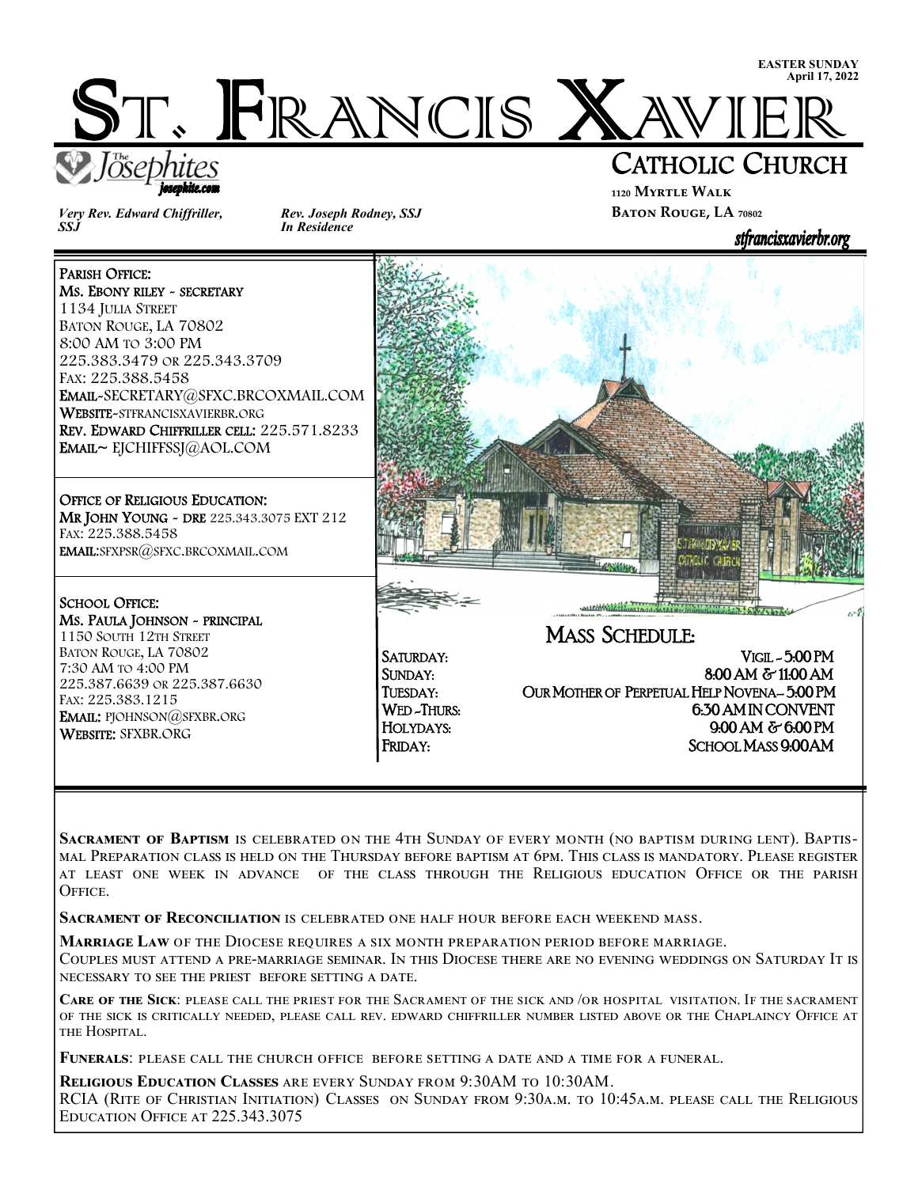EASTER SUNDAY
April 17, 2022

# ST. FRANCIS XAVIER

## CATHOLIC CHURCH

The Josephites
josephite.com

*Very Rev. Edward Chiffriller, SSJ*

*Rev. Joseph Rodney, SSJ*
*In Residence*

1120 MYRTLE WALK
BATON ROUGE, LA 70802

stfrancisxavierbr.org

**PARISH OFFICE:**
**MS. EBONY RILEY ~ SECRETARY**
1134 JULIA STREET
BATON ROUGE, LA 70802
8:00 AM TO 3:00 PM
225.383.3479 OR 225.343.3709
FAX: 225.388.5458
**EMAIL**~SECRETARY@SFXC.BRCOXMAIL.COM
**WEBSITE**~STFRANCISXAVIERBR.ORG
**REV. EDWARD CHIFFRILLER CELL:** 225.571.8233
**EMAIL**~ EJCHIFFSSJ@AOL.COM

**OFFICE OF RELIGIOUS EDUCATION:**
**MR JOHN YOUNG ~ DRE** 225.343.3075 EXT 212
FAX: 225.388.5458
**EMAIL**:SFXPSR@SFXC.BRCOXMAIL.COM

**SCHOOL OFFICE:**
**MS. PAULA JOHNSON ~ PRINCIPAL**
1150 SOUTH 12TH STREET
BATON ROUGE, LA 70802
7:30 AM TO 4:00 PM
225.387.6639 OR 225.387.6630
FAX: 225.383.1215
**EMAIL:** PJOHNSON@SFXBR.ORG
**WEBSITE:** SFXBR.ORG

## MASS SCHEDULE:

| | |
|---|---|
| SATURDAY: | VIGIL ~ 5:00 PM |
| SUNDAY: | 8:00 AM & 11:00 AM |
| TUESDAY: | OUR MOTHER OF PERPETUAL HELP NOVENA– 5:00 PM |
| WED -THURS: | 6:30 AM IN CONVENT |
| HOLYDAYS: | 9:00 AM & 6:00 PM |
| FRIDAY: | SCHOOL MASS 9:00AM |

**SACRAMENT OF BAPTISM** is celebrated on the 4th Sunday of every month (no baptism during Lent). Baptismal Preparation class is held on the Thursday before baptism at 6pm. This class is mandatory. Please register at least one week in advance of the class through the Religious education Office or the parish Office.

**SACRAMENT OF RECONCILIATION** is celebrated one half hour before each weekend mass.

**MARRIAGE LAW** of the Diocese requires a six month preparation period before marriage.
Couples must attend a pre-marriage seminar. In this Diocese there are no evening weddings on Saturday It is necessary to see the priest before setting a date.

**CARE OF THE SICK**: please call the priest for the Sacrament of the sick and /or hospital visitation. If the sacrament of the sick is critically needed, please call rev. edward chiffriller number listed above or the Chaplaincy Office at the Hospital.

**FUNERALS**: please call the church office before setting a date and a time for a funeral.

**RELIGIOUS EDUCATION CLASSES** are every Sunday from 9:30AM to 10:30AM.
RCIA (Rite of Christian Initiation) Classes on Sunday from 9:30a.m. to 10:45a.m. please call the Religious Education Office at 225.343.3075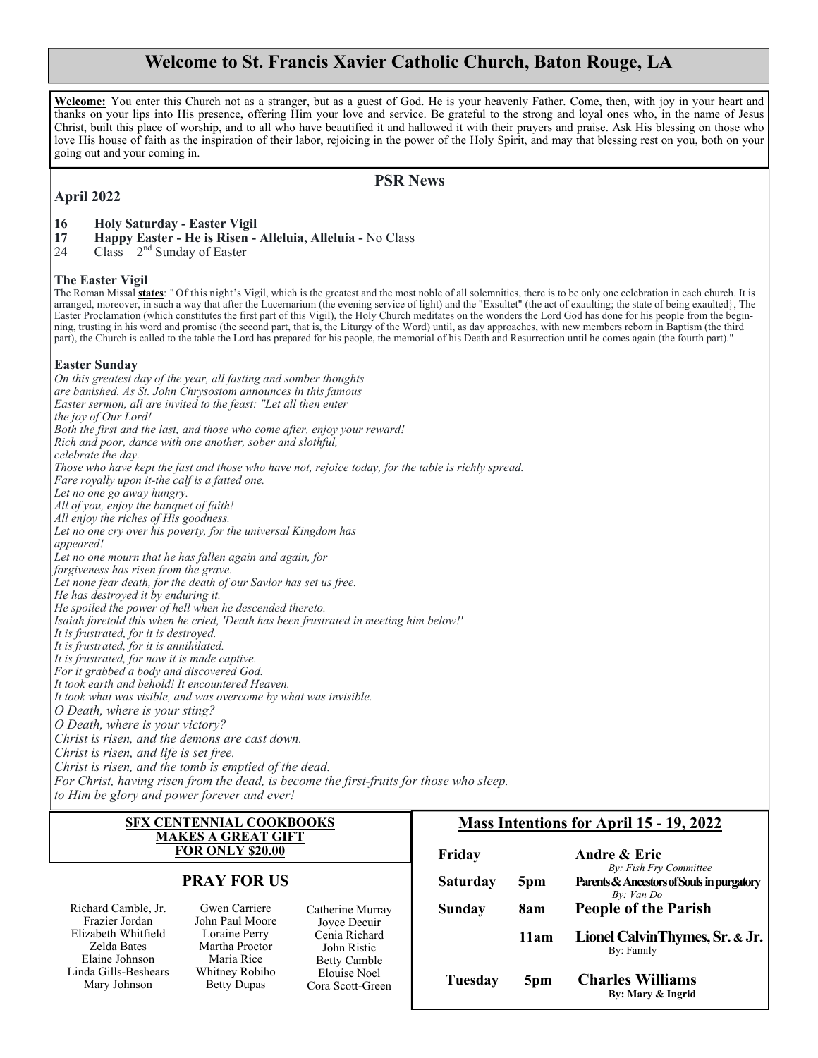# Welcome to St. Francis Xavier Catholic Church, Baton Rouge, LA

**Welcome:** You enter this Church not as a stranger, but as a guest of God. He is your heavenly Father. Come, then, with joy in your heart and thanks on your lips into His presence, offering Him your love and service. Be grateful to the strong and loyal ones who, in the name of Jesus Christ, built this place of worship, and to all who have beautified it and hallowed it with their prayers and praise. Ask His blessing on those who love His house of faith as the inspiration of their labor, rejoicing in the power of the Holy Spirit, and may that blessing rest on you, both on your going out and your coming in.

## PSR News

**April 2022**

**16 Holy Saturday - Easter Vigil**
**17 Happy Easter - He is Risen - Alleluia, Alleluia -** No Class
24 Class – 2nd Sunday of Easter

### The Easter Vigil

The Roman Missal **states**: " Of this night's Vigil, which is the greatest and the most noble of all solemnities, there is to be only one celebration in each church. It is arranged, moreover, in such a way that after the Lucernarium (the evening service of light) and the "Exsultet" (the act of exaulting; the state of being exaulted}, The Easter Proclamation (which constitutes the first part of this Vigil), the Holy Church meditates on the wonders the Lord God has done for his people from the beginning, trusting in his word and promise (the second part, that is, the Liturgy of the Word) until, as day approaches, with new members reborn in Baptism (the third part), the Church is called to the table the Lord has prepared for his people, the memorial of his Death and Resurrection until he comes again (the fourth part)."

### Easter Sunday

*On this greatest day of the year, all fasting and somber thoughts are banished. As St. John Chrysostom announces in this famous Easter sermon, all are invited to the feast: "Let all then enter the joy of Our Lord!*
*Both the first and the last, and those who come after, enjoy your reward!*
*Rich and poor, dance with one another, sober and slothful, celebrate the day.*
*Those who have kept the fast and those who have not, rejoice today, for the table is richly spread.*
*Fare royally upon it-the calf is a fatted one.*
*Let no one go away hungry.*
*All of you, enjoy the banquet of faith!*
*All enjoy the riches of His goodness.*
*Let no one cry over his poverty, for the universal Kingdom has appeared!*
*Let no one mourn that he has fallen again and again, for forgiveness has risen from the grave.*
*Let none fear death, for the death of our Savior has set us free.*
*He has destroyed it by enduring it.*
*He spoiled the power of hell when he descended thereto.*
*Isaiah foretold this when he cried, 'Death has been frustrated in meeting him below!'*
*It is frustrated, for it is destroyed.*
*It is frustrated, for it is annihilated.*
*It is frustrated, for now it is made captive.*
*For it grabbed a body and discovered God.*
*It took earth and behold! It encountered Heaven.*
*It took what was visible, and was overcome by what was invisible.*
*O Death, where is your sting?*
*O Death, where is your victory?*
*Christ is risen, and the demons are cast down.*
*Christ is risen, and life is set free.*
*Christ is risen, and the tomb is emptied of the dead.*
*For Christ, having risen from the dead, is become the first-fruits for those who sleep.*
*to Him be glory and power forever and ever!*

**SFX CENTENNIAL COOKBOOKS MAKES A GREAT GIFT FOR ONLY $20.00**

## PRAY FOR US

| | | |
|---|---|---|
| Richard Camble, Jr. | Gwen Carriere | Catherine Murray |
| Frazier Jordan | John Paul Moore | Joyce Decuir |
| Elizabeth Whitfield | Loraine Perry | Cenia Richard |
| Zelda Bates | Martha Proctor | John Ristic |
| Elaine Johnson | Maria Rice | Betty Camble |
| Linda Gills-Beshears | Whitney Robiho | Elouise Noel |
| Mary Johnson | Betty Dupas | Cora Scott-Green |

## Mass Intentions for April 15 - 19, 2022

| Day | Time | Intention |
|---|---|---|
| **Friday** | | **Andre & Eric** *By: Fish Fry Committee* |
| **Saturday** | **5pm** | **Parents & Ancestors of Souls in purgatory** *By: Van Do* |
| **Sunday** | **8am** | **People of the Parish** |
| | **11am** | **Lionel Calvin Thymes, Sr. & Jr.** By: Family |
| **Tuesday** | **5pm** | **Charles Williams** **By: Mary & Ingrid** |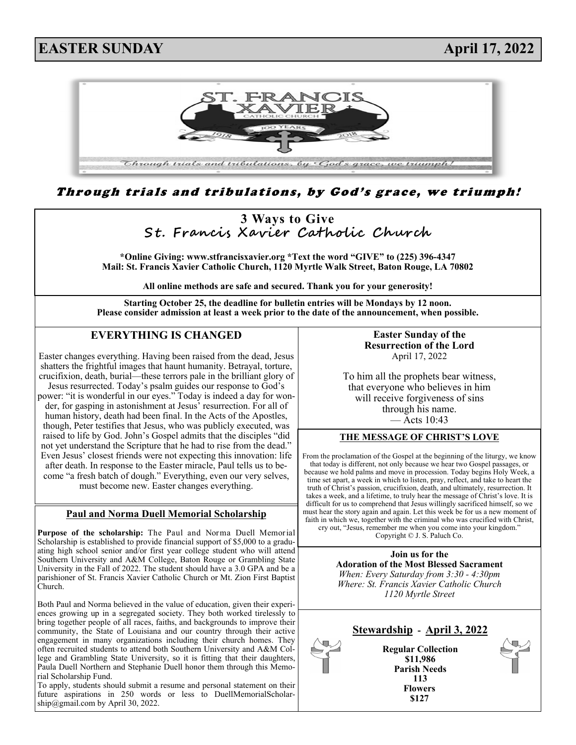# EASTER SUNDAY April 17, 2022

***Through trials and tribulations, by God's grace, we triumph!***

## 3 Ways to Give
## St. Francis Xavier Catholic Church

**\*Online Giving: www.stfrancisxavier.org \*Text the word "GIVE" to (225) 396-4347**
**Mail: St. Francis Xavier Catholic Church, 1120 Myrtle Walk Street, Baton Rouge, LA 70802**

**All online methods are safe and secured. Thank you for your generosity!**

**Starting October 25, the deadline for bulletin entries will be Mondays by 12 noon.**
**Please consider admission at least a week prior to the date of the announcement, when possible.**

## EVERYTHING IS CHANGED

Easter changes everything. Having been raised from the dead, Jesus shatters the frightful images that haunt humanity. Betrayal, torture, crucifixion, death, burial—these terrors pale in the brilliant glory of Jesus resurrected. Today's psalm guides our response to God's power: "it is wonderful in our eyes." Today is indeed a day for wonder, for gasping in astonishment at Jesus' resurrection. For all of human history, death had been final. In the Acts of the Apostles, though, Peter testifies that Jesus, who was publicly executed, was raised to life by God. John's Gospel admits that the disciples "did not yet understand the Scripture that he had to rise from the dead." Even Jesus' closest friends were not expecting this innovation: life after death. In response to the Easter miracle, Paul tells us to become "a fresh batch of dough." Everything, even our very selves, must become new. Easter changes everything.

### Paul and Norma Duell Memorial Scholarship

**Purpose of the scholarship:** The Paul and Norma Duell Memorial Scholarship is established to provide financial support of $5,000 to a graduating high school senior and/or first year college student who will attend Southern University and A&M College, Baton Rouge or Grambling State University in the Fall of 2022. The student should have a 3.0 GPA and be a parishioner of St. Francis Xavier Catholic Church or Mt. Zion First Baptist Church.

Both Paul and Norma believed in the value of education, given their experiences growing up in a segregated society. They both worked tirelessly to bring together people of all races, faiths, and backgrounds to improve their community, the State of Louisiana and our country through their active engagement in many organizations including their church homes. They often recruited students to attend both Southern University and A&M College and Grambling State University, so it is fitting that their daughters, Paula Duell Northern and Stephanie Duell honor them through this Memorial Scholarship Fund.
To apply, students should submit a resume and personal statement on their future aspirations in 250 words or less to DuellMemorialScholarship@gmail.com by April 30, 2022.

**Easter Sunday of the Resurrection of the Lord**
April 17, 2022

To him all the prophets bear witness,
that everyone who believes in him
will receive forgiveness of sins
through his name.
— Acts 10:43

### THE MESSAGE OF CHRIST'S LOVE

From the proclamation of the Gospel at the beginning of the liturgy, we know that today is different, not only because we hear two Gospel passages, or because we hold palms and move in procession. Today begins Holy Week, a time set apart, a week in which to listen, pray, reflect, and take to heart the truth of Christ's passion, crucifixion, death, and ultimately, resurrection. It takes a week, and a lifetime, to truly hear the message of Christ's love. It is difficult for us to comprehend that Jesus willingly sacrificed himself, so we must hear the story again and again. Let this week be for us a new moment of faith in which we, together with the criminal who was crucified with Christ, cry out, "Jesus, remember me when you come into your kingdom."
Copyright © J. S. Paluch Co.

**Join us for the**
**Adoration of the Most Blessed Sacrament**
*When: Every Saturday from 3:30 - 4:30pm*
*Where: St. Francis Xavier Catholic Church*
*1120 Myrtle Street*

### Stewardship - April 3, 2022

**Regular Collection**
**$11,986**
**Parish Needs**
**113**
**Flowers**
**$127**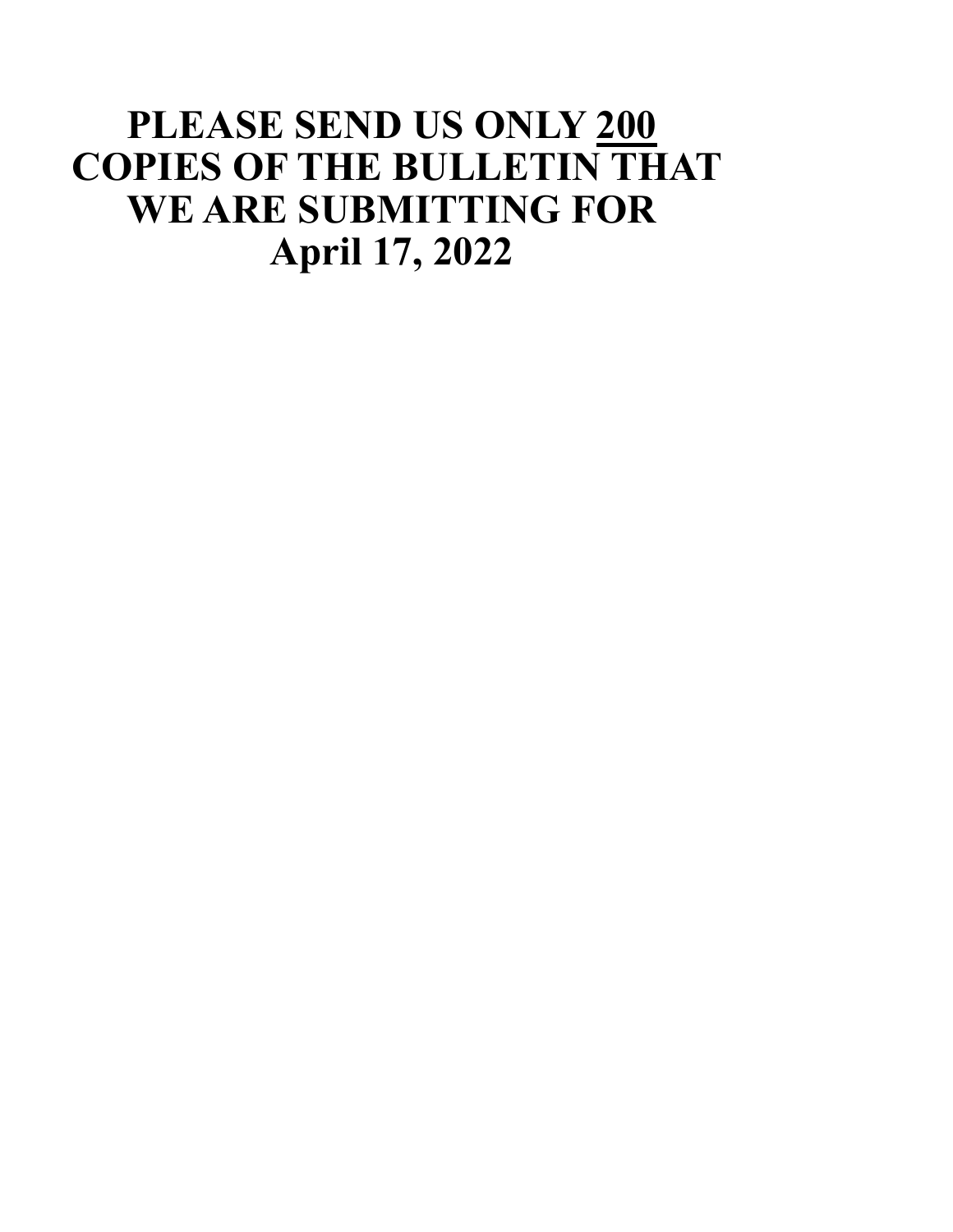**PLEASE SEND US ONLY <u>200</u> COPIES OF THE BULLETIN THAT WE ARE SUBMITTING FOR April 17, 2022**